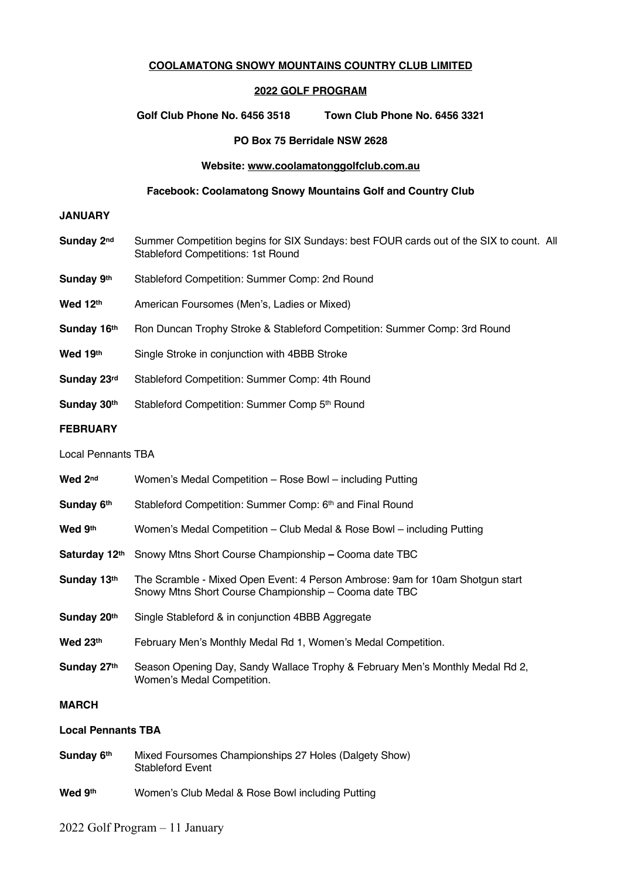**COOLAMATONG SNOWY MOUNTAINS COUNTRY CLUB LIMITED**

**2022 GOLF PROGRAM**

**Golf Club Phone No. 6456 3518 Town Club Phone No. 6456 3321**

**PO Box 75 Berridale NSW 2628**

**Website: www.coolamatonggolfclub.com.au**

**Facebook: Coolamatong Snowy Mountains Golf and Country Club**

## JANUARY

**Sunday 2nd** Summer Competition begins for SIX Sundays: best FOUR cards out of the SIX to count. All Stableford Competitions: 1st Round

**Sunday 9th** Stableford Competition: Summer Comp: 2nd Round

**Wed 12th** American Foursomes (Men's, Ladies or Mixed)

**Sunday 16th** Ron Duncan Trophy Stroke & Stableford Competition: Summer Comp: 3rd Round

**Wed 19th** Single Stroke in conjunction with 4BBB Stroke

**Sunday 23rd** Stableford Competition: Summer Comp: 4th Round

**Sunday 30th** Stableford Competition: Summer Comp 5th Round

## FEBRUARY

Local Pennants TBA

**Wed 2nd** Women's Medal Competition – Rose Bowl – including Putting

**Sunday 6th** Stableford Competition: Summer Comp: 6th and Final Round

**Wed 9th** Women's Medal Competition – Club Medal & Rose Bowl – including Putting

**Saturday 12th** Snowy Mtns Short Course Championship **–** Cooma date TBC

**Sunday 13th** The Scramble - Mixed Open Event: 4 Person Ambrose: 9am for 10am Shotgun start
Snowy Mtns Short Course Championship – Cooma date TBC

**Sunday 20th** Single Stableford & in conjunction 4BBB Aggregate

**Wed 23th** February Men's Monthly Medal Rd 1, Women's Medal Competition.

**Sunday 27th** Season Opening Day, Sandy Wallace Trophy & February Men's Monthly Medal Rd 2, Women's Medal Competition.

## MARCH

**Local Pennants TBA**

**Sunday 6th** Mixed Foursomes Championships 27 Holes (Dalgety Show)
Stableford Event

**Wed 9th** Women's Club Medal & Rose Bowl including Putting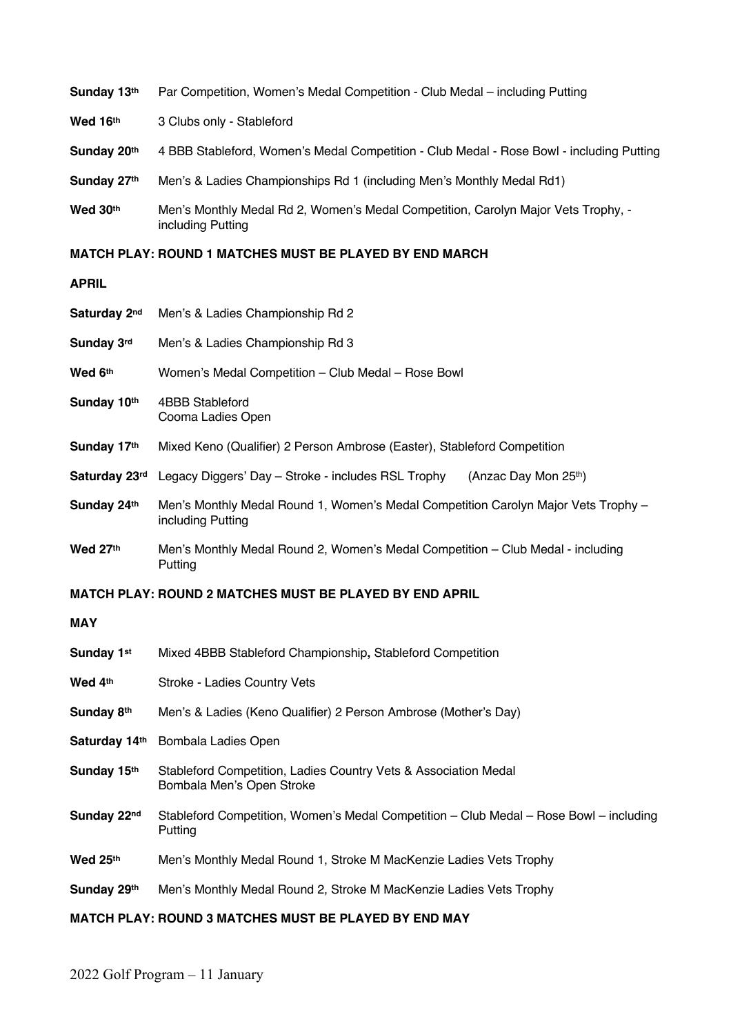**Sunday 13th** Par Competition, Women's Medal Competition - Club Medal – including Putting

**Wed 16th** 3 Clubs only - Stableford

**Sunday 20th** 4 BBB Stableford, Women's Medal Competition - Club Medal - Rose Bowl - including Putting

**Sunday 27th** Men's & Ladies Championships Rd 1 (including Men's Monthly Medal Rd1)

**Wed 30th** Men's Monthly Medal Rd 2, Women's Medal Competition, Carolyn Major Vets Trophy, - including Putting

**MATCH PLAY: ROUND 1 MATCHES MUST BE PLAYED BY END MARCH**

**APRIL**

**Saturday 2nd** Men's & Ladies Championship Rd 2

**Sunday 3rd** Men's & Ladies Championship Rd 3

**Wed 6th** Women's Medal Competition – Club Medal – Rose Bowl

**Sunday 10th** 4BBB Stableford
Cooma Ladies Open

**Sunday 17th** Mixed Keno (Qualifier) 2 Person Ambrose (Easter), Stableford Competition

**Saturday 23rd** Legacy Diggers' Day – Stroke - includes RSL Trophy (Anzac Day Mon 25th)

**Sunday 24th** Men's Monthly Medal Round 1, Women's Medal Competition Carolyn Major Vets Trophy – including Putting

**Wed 27th** Men's Monthly Medal Round 2, Women's Medal Competition – Club Medal - including Putting

**MATCH PLAY: ROUND 2 MATCHES MUST BE PLAYED BY END APRIL**

**MAY**

**Sunday 1st** Mixed 4BBB Stableford Championship**,** Stableford Competition

**Wed 4th** Stroke - Ladies Country Vets

**Sunday 8th** Men's & Ladies (Keno Qualifier) 2 Person Ambrose (Mother's Day)

**Saturday 14th** Bombala Ladies Open

**Sunday 15th** Stableford Competition, Ladies Country Vets & Association Medal
Bombala Men's Open Stroke

**Sunday 22nd** Stableford Competition, Women's Medal Competition – Club Medal – Rose Bowl – including Putting

**Wed 25th** Men's Monthly Medal Round 1, Stroke M MacKenzie Ladies Vets Trophy

**Sunday 29th** Men's Monthly Medal Round 2, Stroke M MacKenzie Ladies Vets Trophy

**MATCH PLAY: ROUND 3 MATCHES MUST BE PLAYED BY END MAY**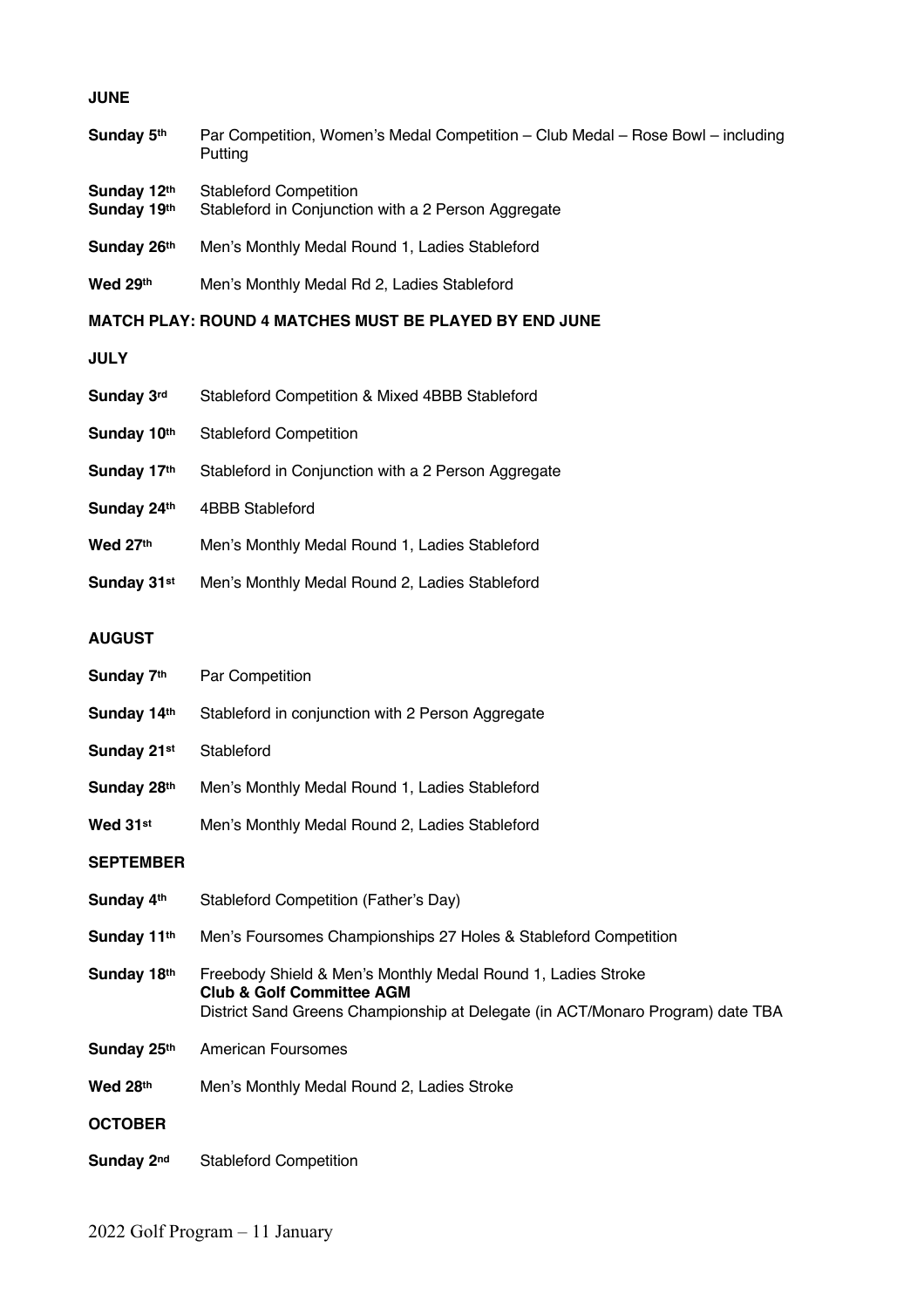**JUNE**

**Sunday 5th** Par Competition, Women's Medal Competition – Club Medal – Rose Bowl – including Putting

**Sunday 12th** Stableford Competition
**Sunday 19th** Stableford in Conjunction with a 2 Person Aggregate

**Sunday 26th** Men's Monthly Medal Round 1, Ladies Stableford

**Wed 29th** Men's Monthly Medal Rd 2, Ladies Stableford

**MATCH PLAY: ROUND 4 MATCHES MUST BE PLAYED BY END JUNE**

**JULY**

**Sunday 3rd** Stableford Competition & Mixed 4BBB Stableford

**Sunday 10th** Stableford Competition

**Sunday 17th** Stableford in Conjunction with a 2 Person Aggregate

**Sunday 24th** 4BBB Stableford

**Wed 27th** Men's Monthly Medal Round 1, Ladies Stableford

**Sunday 31st** Men's Monthly Medal Round 2, Ladies Stableford

**AUGUST**

**Sunday 7th** Par Competition

**Sunday 14th** Stableford in conjunction with 2 Person Aggregate

**Sunday 21st** Stableford

**Sunday 28th** Men's Monthly Medal Round 1, Ladies Stableford

**Wed 31st** Men's Monthly Medal Round 2, Ladies Stableford

**SEPTEMBER**

**Sunday 4th** Stableford Competition (Father's Day)

**Sunday 11th** Men's Foursomes Championships 27 Holes & Stableford Competition

**Sunday 18th** Freebody Shield & Men's Monthly Medal Round 1, Ladies Stroke
**Club & Golf Committee AGM**
District Sand Greens Championship at Delegate (in ACT/Monaro Program) date TBA

**Sunday 25th** American Foursomes

**Wed 28th** Men's Monthly Medal Round 2, Ladies Stroke

**OCTOBER**

**Sunday 2nd** Stableford Competition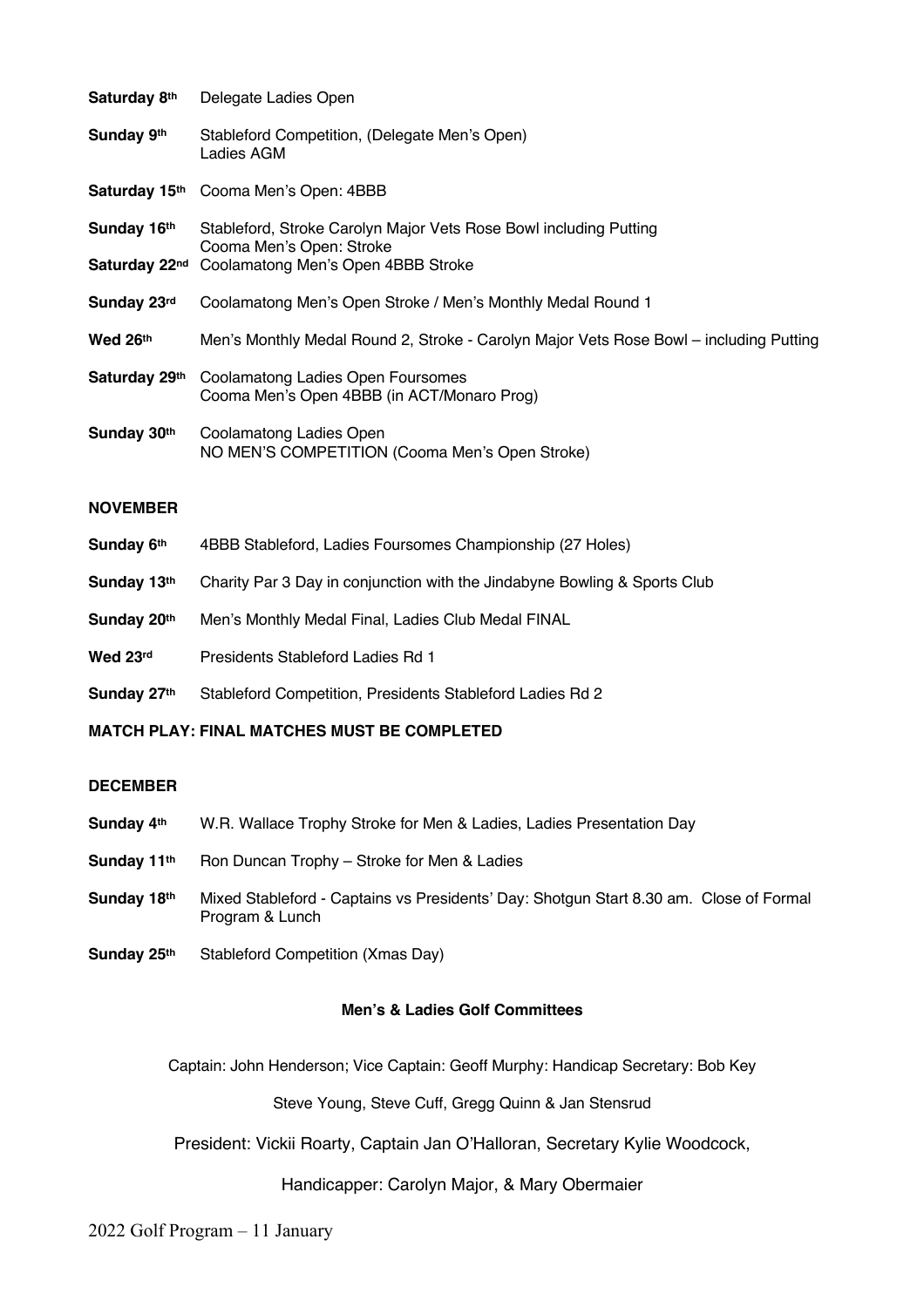**Saturday 8th** Delegate Ladies Open

**Sunday 9th** Stableford Competition, (Delegate Men's Open)
Ladies AGM

**Saturday 15th** Cooma Men's Open: 4BBB

**Sunday 16th** Stableford, Stroke Carolyn Major Vets Rose Bowl including Putting
Cooma Men's Open: Stroke

**Saturday 22nd** Coolamatong Men's Open 4BBB Stroke

**Sunday 23rd** Coolamatong Men's Open Stroke / Men's Monthly Medal Round 1

**Wed 26th** Men's Monthly Medal Round 2, Stroke - Carolyn Major Vets Rose Bowl – including Putting

**Saturday 29th** Coolamatong Ladies Open Foursomes
Cooma Men's Open 4BBB (in ACT/Monaro Prog)

**Sunday 30th** Coolamatong Ladies Open
NO MEN'S COMPETITION (Cooma Men's Open Stroke)

**NOVEMBER**

**Sunday 6th** 4BBB Stableford, Ladies Foursomes Championship (27 Holes)

**Sunday 13th** Charity Par 3 Day in conjunction with the Jindabyne Bowling & Sports Club

**Sunday 20th** Men's Monthly Medal Final, Ladies Club Medal FINAL

**Wed 23rd** Presidents Stableford Ladies Rd 1

**Sunday 27th** Stableford Competition, Presidents Stableford Ladies Rd 2

**MATCH PLAY: FINAL MATCHES MUST BE COMPLETED**

**DECEMBER**

**Sunday 4th** W.R. Wallace Trophy Stroke for Men & Ladies, Ladies Presentation Day

**Sunday 11th** Ron Duncan Trophy – Stroke for Men & Ladies

**Sunday 18th** Mixed Stableford - Captains vs Presidents' Day: Shotgun Start 8.30 am. Close of Formal Program & Lunch

**Sunday 25th** Stableford Competition (Xmas Day)

**Men's & Ladies Golf Committees**

Captain: John Henderson; Vice Captain: Geoff Murphy: Handicap Secretary: Bob Key

Steve Young, Steve Cuff, Gregg Quinn & Jan Stensrud

President: Vickii Roarty, Captain Jan O'Halloran, Secretary Kylie Woodcock,

Handicapper: Carolyn Major, & Mary Obermaier